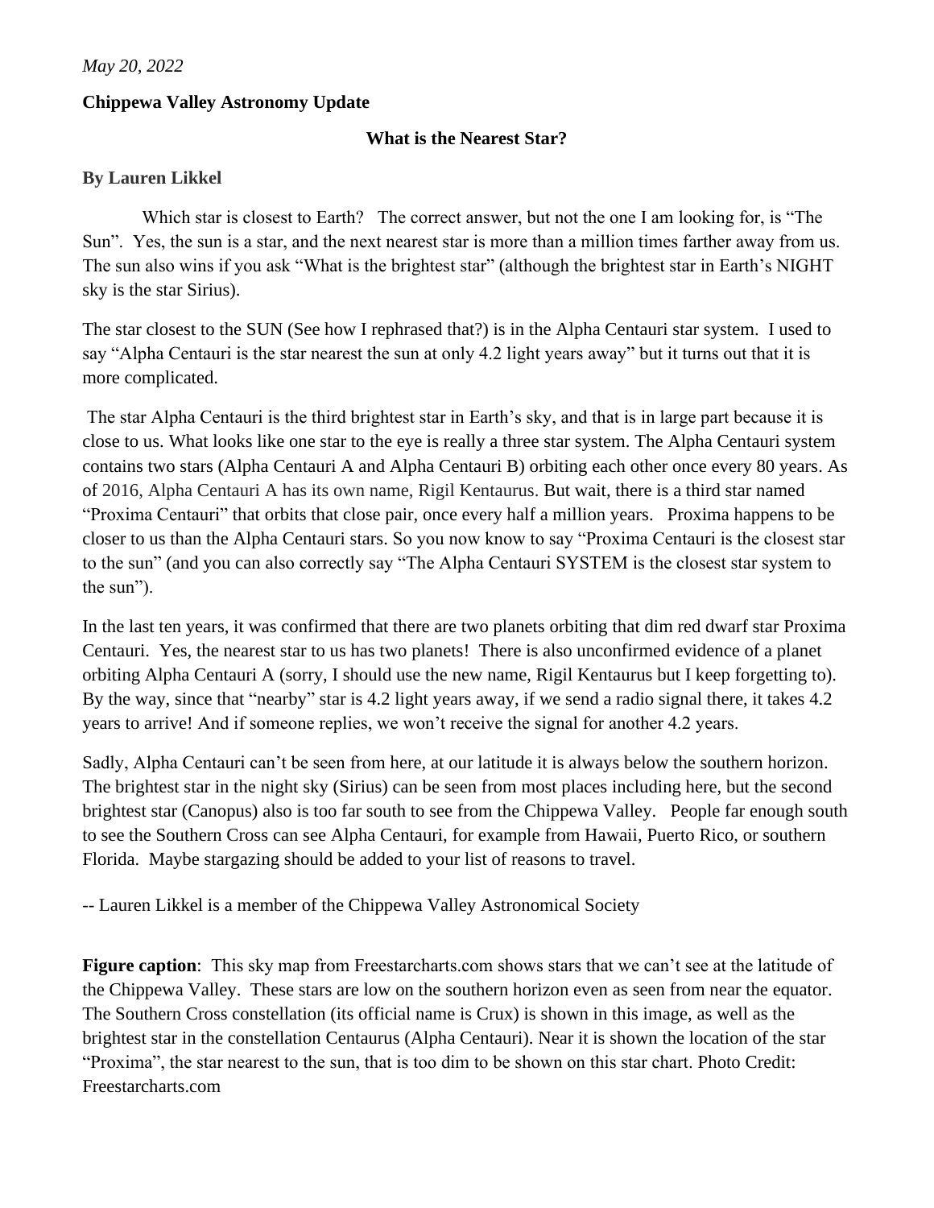*May 20, 2022*

**Chippewa Valley Astronomy Update**

# What is the Nearest Star?

**By Lauren Likkel**

Which star is closest to Earth? The correct answer, but not the one I am looking for, is "The Sun". Yes, the sun is a star, and the next nearest star is more than a million times farther away from us. The sun also wins if you ask "What is the brightest star" (although the brightest star in Earth's NIGHT sky is the star Sirius).

The star closest to the SUN (See how I rephrased that?) is in the Alpha Centauri star system. I used to say "Alpha Centauri is the star nearest the sun at only 4.2 light years away" but it turns out that it is more complicated.

The star Alpha Centauri is the third brightest star in Earth's sky, and that is in large part because it is close to us. What looks like one star to the eye is really a three star system. The Alpha Centauri system contains two stars (Alpha Centauri A and Alpha Centauri B) orbiting each other once every 80 years. As of 2016, Alpha Centauri A has its own name, Rigil Kentaurus. But wait, there is a third star named "Proxima Centauri" that orbits that close pair, once every half a million years. Proxima happens to be closer to us than the Alpha Centauri stars. So you now know to say "Proxima Centauri is the closest star to the sun" (and you can also correctly say "The Alpha Centauri SYSTEM is the closest star system to the sun").

In the last ten years, it was confirmed that there are two planets orbiting that dim red dwarf star Proxima Centauri. Yes, the nearest star to us has two planets! There is also unconfirmed evidence of a planet orbiting Alpha Centauri A (sorry, I should use the new name, Rigil Kentaurus but I keep forgetting to). By the way, since that "nearby" star is 4.2 light years away, if we send a radio signal there, it takes 4.2 years to arrive! And if someone replies, we won't receive the signal for another 4.2 years.

Sadly, Alpha Centauri can't be seen from here, at our latitude it is always below the southern horizon. The brightest star in the night sky (Sirius) can be seen from most places including here, but the second brightest star (Canopus) also is too far south to see from the Chippewa Valley. People far enough south to see the Southern Cross can see Alpha Centauri, for example from Hawaii, Puerto Rico, or southern Florida. Maybe stargazing should be added to your list of reasons to travel.

-- Lauren Likkel is a member of the Chippewa Valley Astronomical Society

**Figure caption**: This sky map from Freestarcharts.com shows stars that we can't see at the latitude of the Chippewa Valley. These stars are low on the southern horizon even as seen from near the equator. The Southern Cross constellation (its official name is Crux) is shown in this image, as well as the brightest star in the constellation Centaurus (Alpha Centauri). Near it is shown the location of the star "Proxima", the star nearest to the sun, that is too dim to be shown on this star chart. Photo Credit: Freestarcharts.com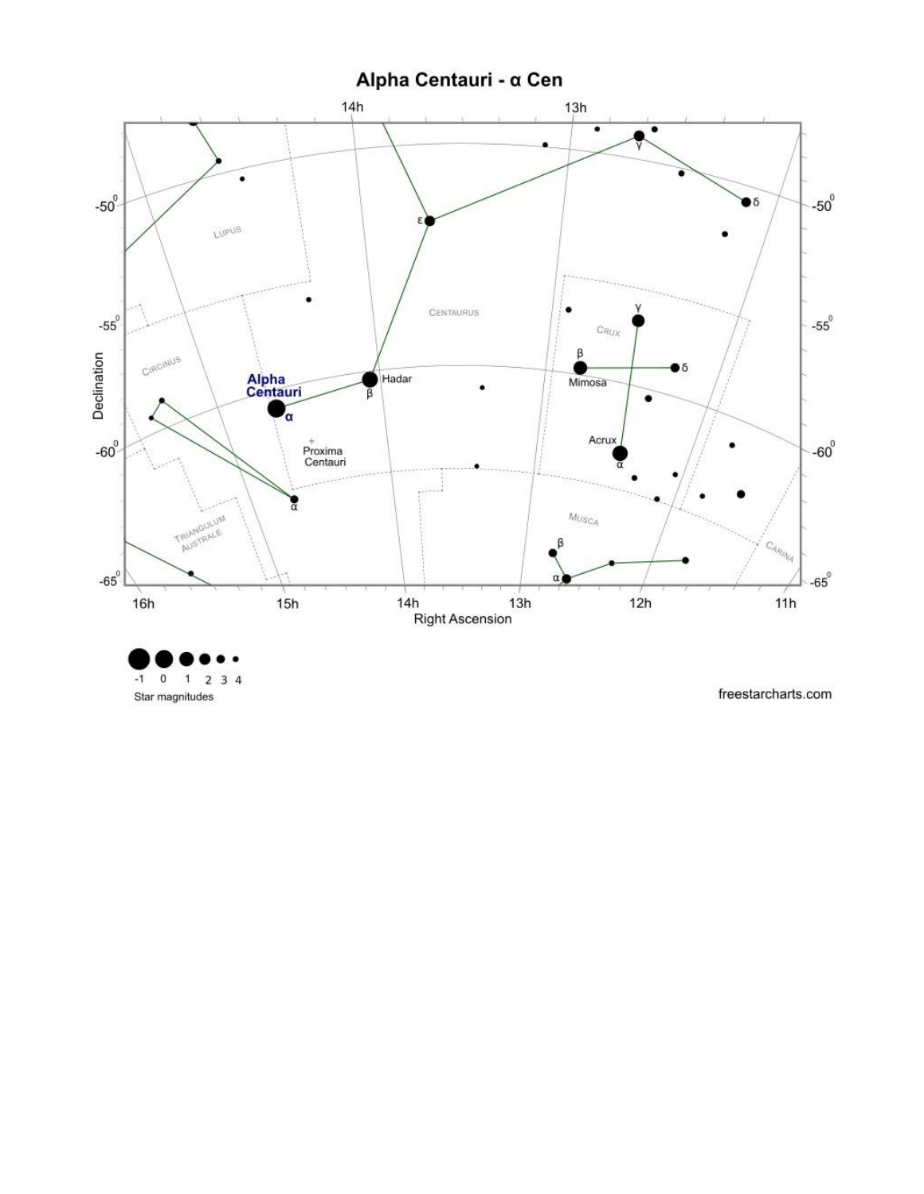# Alpha Centauri - α Cen

14h
13h
-50°
-55°
-60°
-65°
Declination
Right Ascension
16h
15h
14h
13h
12h
11h
Lupus
Centaurus
Crux
Circinus
Triangulum Australe
Musca
Carina
Alpha Centauri
α
Hadar
β
ε
γ
δ
Mimosa
Acrux
Proxima Centauri

-1 0 1 2 3 4
Star magnitudes

freestarcharts.com